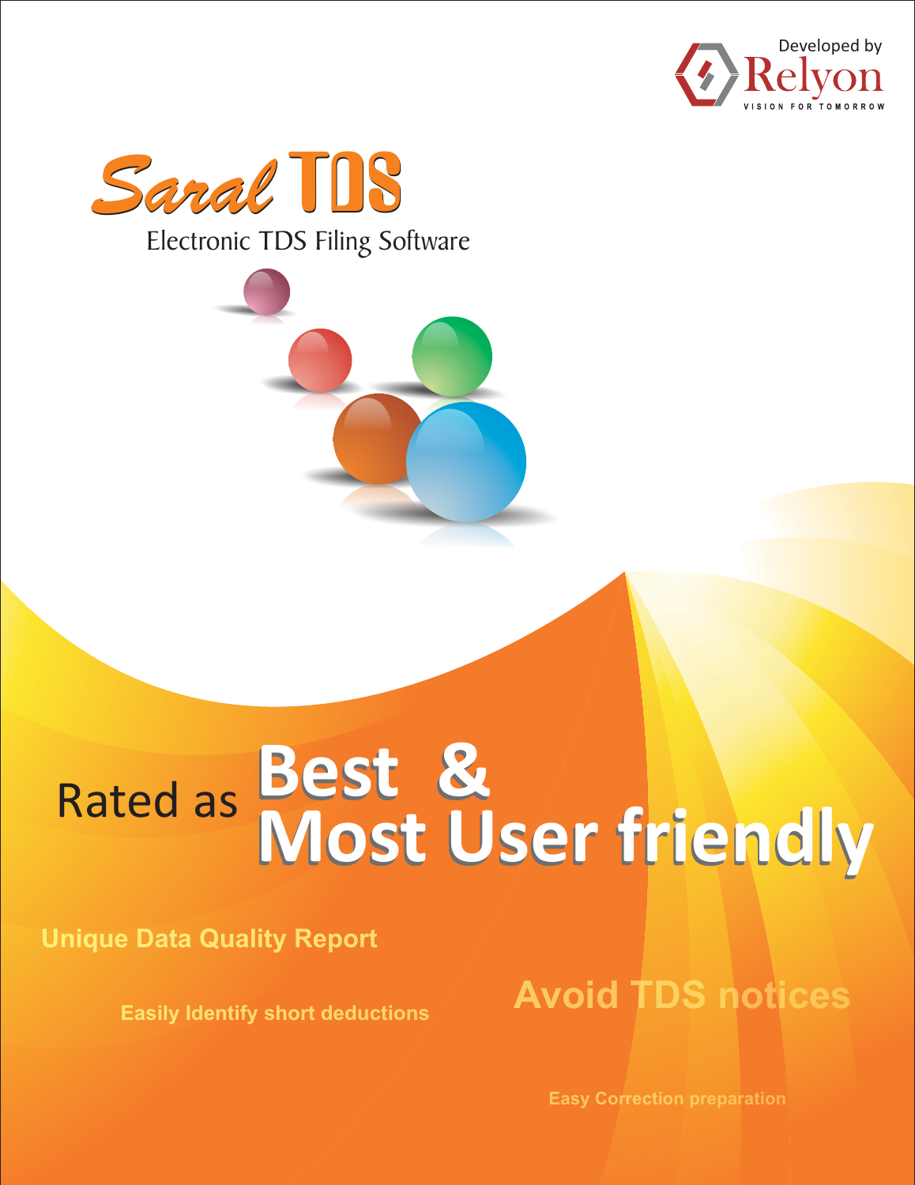Developed by Relyon

VISION FOR TOMORROW

# Saral TDS

Electronic TDS Filing Software

## Rated as Best & Most User friendly

**Unique Data Quality Report**

**Easily Identify short deductions**

**Avoid TDS notices**

**Easy Correction preparation**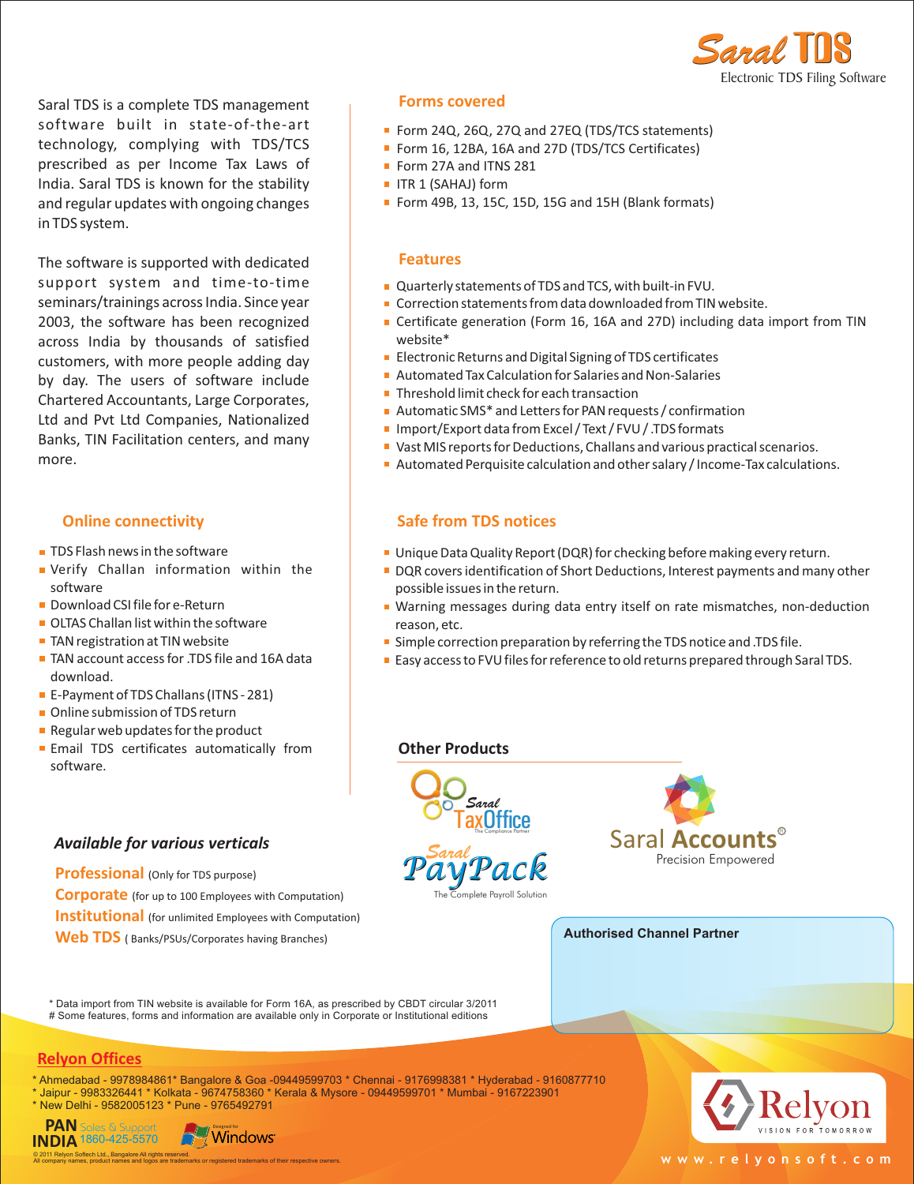# Saral TDS

Electronic TDS Filing Software

Saral TDS is a complete TDS management software built in state-of-the-art technology, complying with TDS/TCS prescribed as per Income Tax Laws of India. Saral TDS is known for the stability and regular updates with ongoing changes in TDS system.

The software is supported with dedicated support system and time-to-time seminars/trainings across India. Since year 2003, the software has been recognized across India by thousands of satisfied customers, with more people adding day by day. The users of software include Chartered Accountants, Large Corporates, Ltd and Pvt Ltd Companies, Nationalized Banks, TIN Facilitation centers, and many more.

## Online connectivity

- TDS Flash news in the software
- Verify Challan information within the software
- Download CSI file for e-Return
- OLTAS Challan list within the software
- TAN registration at TIN website
- TAN account access for .TDS file and 16A data download.
- E-Payment of TDS Challans (ITNS - 281)
- Online submission of TDS return
- Regular web updates for the product
- Email TDS certificates automatically from software.

## Available for various verticals

**Professional** (Only for TDS purpose)
**Corporate** (for up to 100 Employees with Computation)
**Institutional** (for unlimited Employees with Computation)
**Web TDS** ( Banks/PSUs/Corporates having Branches)

## Forms covered

- Form 24Q, 26Q, 27Q and 27EQ (TDS/TCS statements)
- Form 16, 12BA, 16A and 27D (TDS/TCS Certificates)
- Form 27A and ITNS 281
- ITR 1 (SAHAJ) form
- Form 49B, 13, 15C, 15D, 15G and 15H (Blank formats)

## Features

- Quarterly statements of TDS and TCS, with built-in FVU.
- Correction statements from data downloaded from TIN website.
- Certificate generation (Form 16, 16A and 27D) including data import from TIN website*
- Electronic Returns and Digital Signing of TDS certificates
- Automated Tax Calculation for Salaries and Non-Salaries
- Threshold limit check for each transaction
- Automatic SMS* and Letters for PAN requests / confirmation
- Import/Export data from Excel / Text / FVU / .TDS formats
- Vast MIS reports for Deductions, Challans and various practical scenarios.
- Automated Perquisite calculation and other salary / Income-Tax calculations.

## Safe from TDS notices

- Unique Data Quality Report (DQR) for checking before making every return.
- DQR covers identification of Short Deductions, Interest payments and many other possible issues in the return.
- Warning messages during data entry itself on rate mismatches, non-deduction reason, etc.
- Simple correction preparation by referring the TDS notice and .TDS file.
- Easy access to FVU files for reference to old returns prepared through Saral TDS.

## Other Products

Saral TaxOffice – The Compliance Partner
Saral PayPack – The Complete Payroll Solution
Saral Accounts® – Precision Empowered

**Authorised Channel Partner**

\* Data import from TIN website is available for Form 16A, as prescribed by CBDT circular 3/2011
\# Some features, forms and information are available only in Corporate or Institutional editions

## Relyon Offices

\* Ahmedabad - 9978984861* Bangalore & Goa -09449599703 * Chennai - 9176998381 * Hyderabad - 9160877710
\* Jaipur - 9983326441 * Kolkata - 9674758360 * Kerala & Mysore - 09449599701 * Mumbai - 9167223901
\* New Delhi - 9582005123 * Pune - 9765492791

PAN INDIA Sales & Support 1860-425-5570

Designed for Windows

Relyon – VISION FOR TOMORROW

www.relyonsoft.com

© 2011 Relyon Softech Ltd., Bangalore All rights reserved.
All company names, product names and logos are trademarks or registered trademarks of their respective owners.